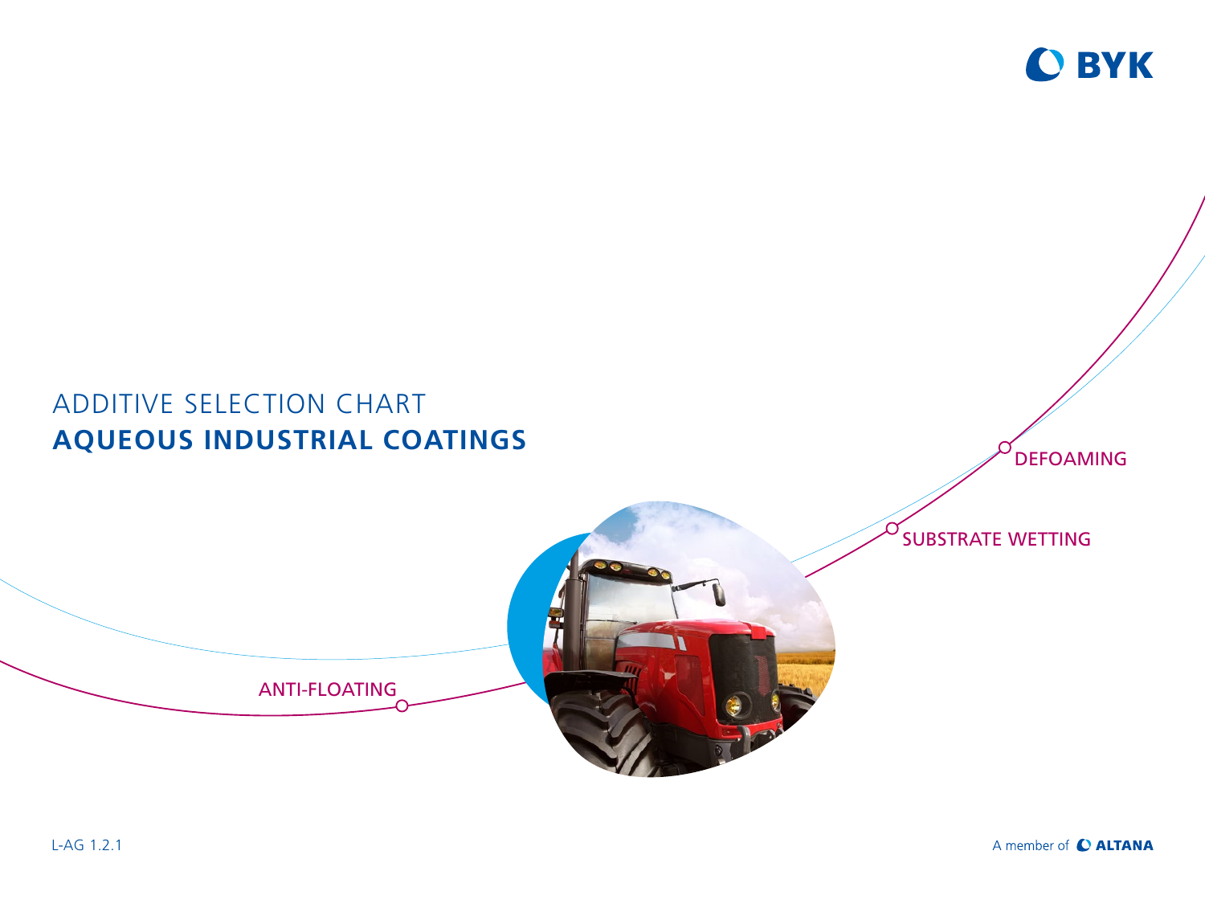BYK

# ADDITIVE SELECTION CHART
# **AQUEOUS INDUSTRIAL COATINGS**

DEFOAMING

SUBSTRATE WETTING

ANTI-FLOATING

L-AG 1.2.1

A member of ALTANA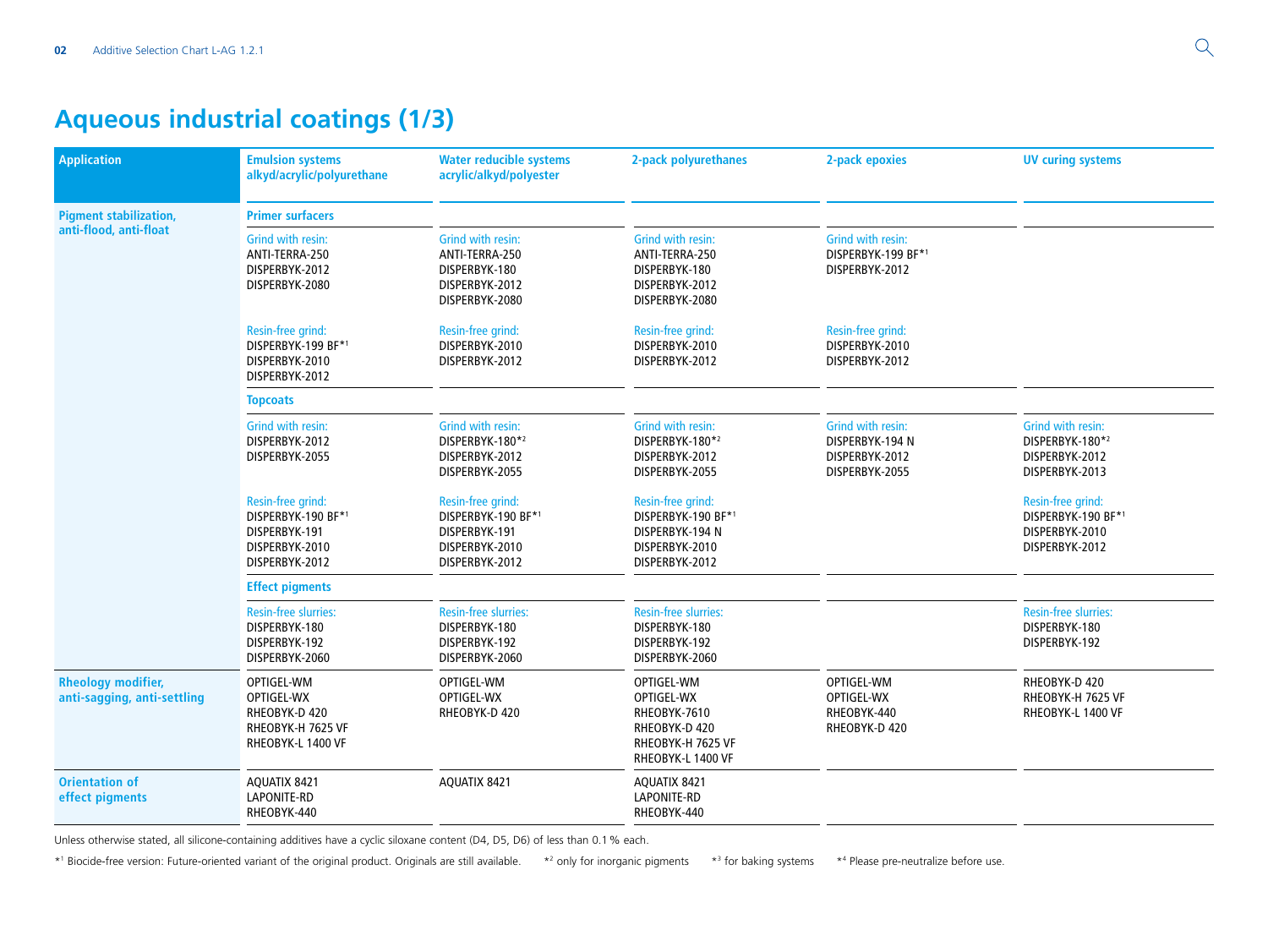# Aqueous industrial coatings (1/3)

| Application | Emulsion systems alkyd/acrylic/polyurethane | Water reducible systems acrylic/alkyd/polyester | 2-pack polyurethanes | 2-pack epoxies | UV curing systems |
|---|---|---|---|---|---|
| **Pigment stabilization, anti-flood, anti-float** | **Primer surfacers** | | | | |
| | Grind with resin: ANTI-TERRA-250 DISPERBYK-2012 DISPERBYK-2080 | Grind with resin: ANTI-TERRA-250 DISPERBYK-180 DISPERBYK-2012 DISPERBYK-2080 | Grind with resin: ANTI-TERRA-250 DISPERBYK-180 DISPERBYK-2012 DISPERBYK-2080 | Grind with resin: DISPERBYK-199 BF*1 DISPERBYK-2012 | |
| | Resin-free grind: DISPERBYK-199 BF*1 DISPERBYK-2010 DISPERBYK-2012 | Resin-free grind: DISPERBYK-2010 DISPERBYK-2012 | Resin-free grind: DISPERBYK-2010 DISPERBYK-2012 | Resin-free grind: DISPERBYK-2010 DISPERBYK-2012 | |
| | **Topcoats** | | | | |
| | Grind with resin: DISPERBYK-2012 DISPERBYK-2055 | Grind with resin: DISPERBYK-180*2 DISPERBYK-2012 DISPERBYK-2055 | Grind with resin: DISPERBYK-180*2 DISPERBYK-2012 DISPERBYK-2055 | Grind with resin: DISPERBYK-194 N DISPERBYK-2012 DISPERBYK-2055 | Grind with resin: DISPERBYK-180*2 DISPERBYK-2012 DISPERBYK-2013 |
| | Resin-free grind: DISPERBYK-190 BF*1 DISPERBYK-191 DISPERBYK-2010 DISPERBYK-2012 | Resin-free grind: DISPERBYK-190 BF*1 DISPERBYK-191 DISPERBYK-2010 DISPERBYK-2012 | Resin-free grind: DISPERBYK-190 BF*1 DISPERBYK-194 N DISPERBYK-2010 DISPERBYK-2012 | | Resin-free grind: DISPERBYK-190 BF*1 DISPERBYK-2010 DISPERBYK-2012 |
| | **Effect pigments** | | | | |
| | Resin-free slurries: DISPERBYK-180 DISPERBYK-192 DISPERBYK-2060 | Resin-free slurries: DISPERBYK-180 DISPERBYK-192 DISPERBYK-2060 | Resin-free slurries: DISPERBYK-180 DISPERBYK-192 DISPERBYK-2060 | | Resin-free slurries: DISPERBYK-180 DISPERBYK-192 |
| **Rheology modifier, anti-sagging, anti-settling** | OPTIGEL-WM OPTIGEL-WX RHEOBYK-D 420 RHEOBYK-H 7625 VF RHEOBYK-L 1400 VF | OPTIGEL-WM OPTIGEL-WX RHEOBYK-D 420 | OPTIGEL-WM OPTIGEL-WX RHEOBYK-7610 RHEOBYK-D 420 RHEOBYK-H 7625 VF RHEOBYK-L 1400 VF | OPTIGEL-WM OPTIGEL-WX RHEOBYK-440 RHEOBYK-D 420 | RHEOBYK-D 420 RHEOBYK-H 7625 VF RHEOBYK-L 1400 VF |
| **Orientation of effect pigments** | AQUATIX 8421 LAPONITE-RD RHEOBYK-440 | AQUATIX 8421 | AQUATIX 8421 LAPONITE-RD RHEOBYK-440 | | |

Unless otherwise stated, all silicone-containing additives have a cyclic siloxane content (D4, D5, D6) of less than 0.1 % each.

*1 Biocide-free version: Future-oriented variant of the original product. Originals are still available. *2 only for inorganic pigments *3 for baking systems *4 Please pre-neutralize before use.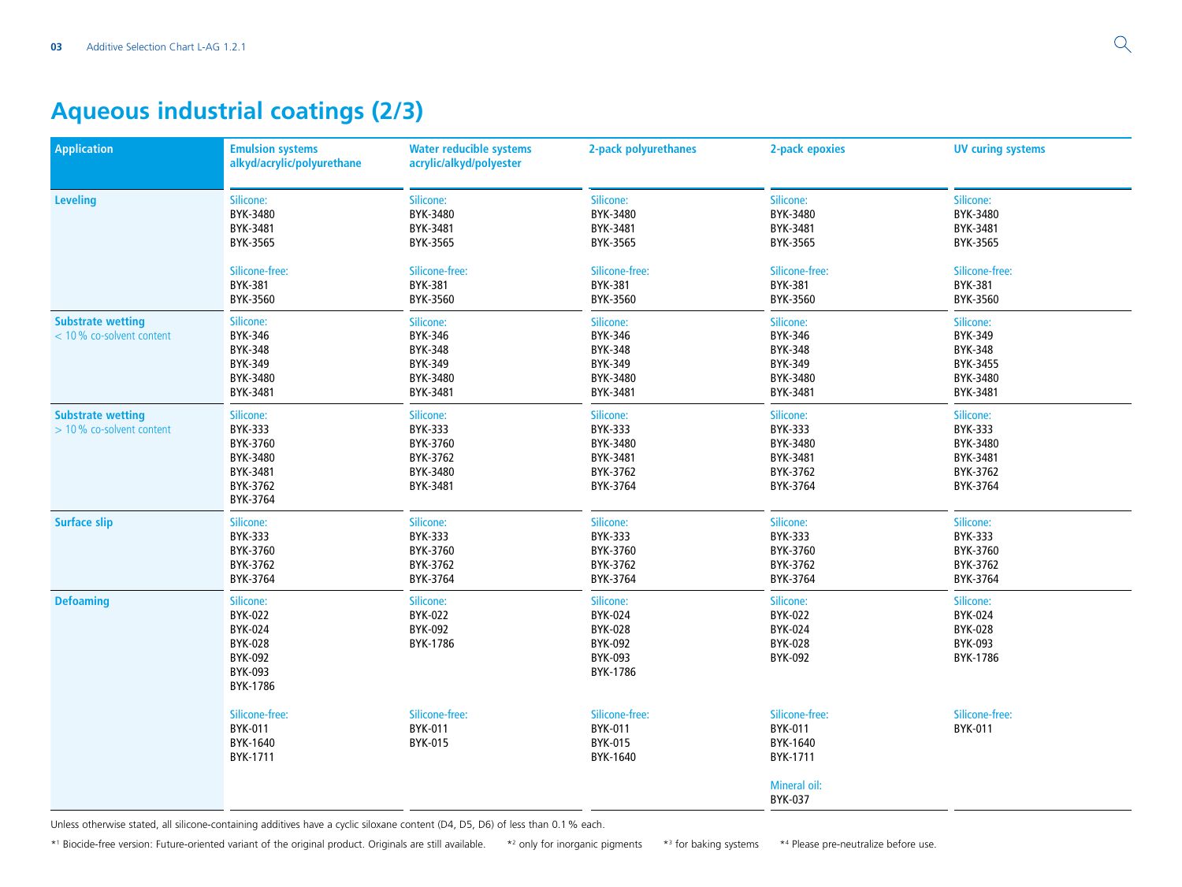# Aqueous industrial coatings (2/3)

| Application | Emulsion systems alkyd/acrylic/polyurethane | Water reducible systems acrylic/alkyd/polyester | 2-pack polyurethanes | 2-pack epoxies | UV curing systems |
|---|---|---|---|---|---|
| **Leveling** | Silicone:<br>BYK-3480<br>BYK-3481<br>BYK-3565<br><br>Silicone-free:<br>BYK-381<br>BYK-3560 | Silicone:<br>BYK-3480<br>BYK-3481<br>BYK-3565<br><br>Silicone-free:<br>BYK-381<br>BYK-3560 | Silicone:<br>BYK-3480<br>BYK-3481<br>BYK-3565<br><br>Silicone-free:<br>BYK-381<br>BYK-3560 | Silicone:<br>BYK-3480<br>BYK-3481<br>BYK-3565<br><br>Silicone-free:<br>BYK-381<br>BYK-3560 | Silicone:<br>BYK-3480<br>BYK-3481<br>BYK-3565<br><br>Silicone-free:<br>BYK-381<br>BYK-3560 |
| **Substrate wetting**<br>< 10 % co-solvent content | Silicone:<br>BYK-346<br>BYK-348<br>BYK-349<br>BYK-3480<br>BYK-3481 | Silicone:<br>BYK-346<br>BYK-348<br>BYK-349<br>BYK-3480<br>BYK-3481 | Silicone:<br>BYK-346<br>BYK-348<br>BYK-349<br>BYK-3480<br>BYK-3481 | Silicone:<br>BYK-346<br>BYK-348<br>BYK-349<br>BYK-3480<br>BYK-3481 | Silicone:<br>BYK-349<br>BYK-348<br>BYK-3455<br>BYK-3480<br>BYK-3481 |
| **Substrate wetting**<br>> 10 % co-solvent content | Silicone:<br>BYK-333<br>BYK-3760<br>BYK-3480<br>BYK-3481<br>BYK-3762<br>BYK-3764 | Silicone:<br>BYK-333<br>BYK-3760<br>BYK-3762<br>BYK-3480<br>BYK-3481 | Silicone:<br>BYK-333<br>BYK-3480<br>BYK-3481<br>BYK-3762<br>BYK-3764 | Silicone:<br>BYK-333<br>BYK-3480<br>BYK-3481<br>BYK-3762<br>BYK-3764 | Silicone:<br>BYK-333<br>BYK-3480<br>BYK-3481<br>BYK-3762<br>BYK-3764 |
| **Surface slip** | Silicone:<br>BYK-333<br>BYK-3760<br>BYK-3762<br>BYK-3764 | Silicone:<br>BYK-333<br>BYK-3760<br>BYK-3762<br>BYK-3764 | Silicone:<br>BYK-333<br>BYK-3760<br>BYK-3762<br>BYK-3764 | Silicone:<br>BYK-333<br>BYK-3760<br>BYK-3762<br>BYK-3764 | Silicone:<br>BYK-333<br>BYK-3760<br>BYK-3762<br>BYK-3764 |
| **Defoaming** | Silicone:<br>BYK-022<br>BYK-024<br>BYK-028<br>BYK-092<br>BYK-093<br>BYK-1786<br><br>Silicone-free:<br>BYK-011<br>BYK-1640<br>BYK-1711 | Silicone:<br>BYK-022<br>BYK-092<br>BYK-1786<br><br>Silicone-free:<br>BYK-011<br>BYK-015 | Silicone:<br>BYK-024<br>BYK-028<br>BYK-092<br>BYK-093<br>BYK-1786<br><br>Silicone-free:<br>BYK-011<br>BYK-015<br>BYK-1640 | Silicone:<br>BYK-022<br>BYK-024<br>BYK-028<br>BYK-092<br><br>Silicone-free:<br>BYK-011<br>BYK-1640<br>BYK-1711<br><br>Mineral oil:<br>BYK-037 | Silicone:<br>BYK-024<br>BYK-028<br>BYK-093<br>BYK-1786<br><br>Silicone-free:<br>BYK-011 |

Unless otherwise stated, all silicone-containing additives have a cyclic siloxane content (D4, D5, D6) of less than 0.1 % each.

*[1] Biocide-free version: Future-oriented variant of the original product. Originals are still available. *[2] only for inorganic pigments *[3] for baking systems *[4] Please pre-neutralize before use.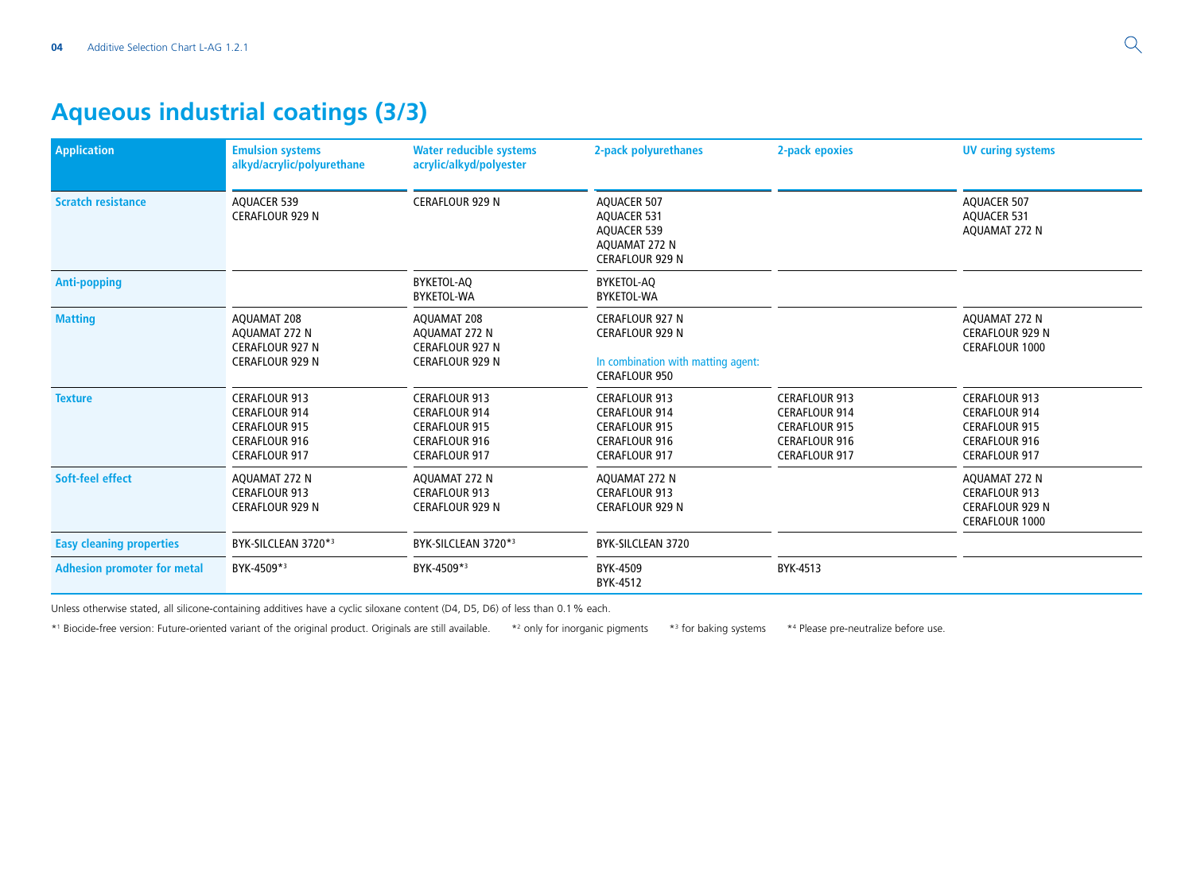# Aqueous industrial coatings (3/3)

| Application | Emulsion systems alkyd/acrylic/polyurethane | Water reducible systems acrylic/alkyd/polyester | 2-pack polyurethanes | 2-pack epoxies | UV curing systems |
|---|---|---|---|---|---|
| Scratch resistance | AQUACER 539<br>CERAFLOUR 929 N | CERAFLOUR 929 N | AQUACER 507<br>AQUACER 531<br>AQUACER 539<br>AQUAMAT 272 N<br>CERAFLOUR 929 N | | AQUACER 507<br>AQUACER 531<br>AQUAMAT 272 N |
| Anti-popping | | BYKETOL-AQ<br>BYKETOL-WA | BYKETOL-AQ<br>BYKETOL-WA | | |
| Matting | AQUAMAT 208<br>AQUAMAT 272 N<br>CERAFLOUR 927 N<br>CERAFLOUR 929 N | AQUAMAT 208<br>AQUAMAT 272 N<br>CERAFLOUR 927 N<br>CERAFLOUR 929 N | CERAFLOUR 927 N<br>CERAFLOUR 929 N<br><br>In combination with matting agent:<br>CERAFLOUR 950 | | AQUAMAT 272 N<br>CERAFLOUR 929 N<br>CERAFLOUR 1000 |
| Texture | CERAFLOUR 913<br>CERAFLOUR 914<br>CERAFLOUR 915<br>CERAFLOUR 916<br>CERAFLOUR 917 | CERAFLOUR 913<br>CERAFLOUR 914<br>CERAFLOUR 915<br>CERAFLOUR 916<br>CERAFLOUR 917 | CERAFLOUR 913<br>CERAFLOUR 914<br>CERAFLOUR 915<br>CERAFLOUR 916<br>CERAFLOUR 917 | CERAFLOUR 913<br>CERAFLOUR 914<br>CERAFLOUR 915<br>CERAFLOUR 916<br>CERAFLOUR 917 | CERAFLOUR 913<br>CERAFLOUR 914<br>CERAFLOUR 915<br>CERAFLOUR 916<br>CERAFLOUR 917 |
| Soft-feel effect | AQUAMAT 272 N<br>CERAFLOUR 913<br>CERAFLOUR 929 N | AQUAMAT 272 N<br>CERAFLOUR 913<br>CERAFLOUR 929 N | AQUAMAT 272 N<br>CERAFLOUR 913<br>CERAFLOUR 929 N | | AQUAMAT 272 N<br>CERAFLOUR 913<br>CERAFLOUR 929 N<br>CERAFLOUR 1000 |
| Easy cleaning properties | BYK-SILCLEAN 3720*3 | BYK-SILCLEAN 3720*3 | BYK-SILCLEAN 3720 | | |
| Adhesion promoter for metal | BYK-4509*3 | BYK-4509*3 | BYK-4509<br>BYK-4512 | BYK-4513 | |

Unless otherwise stated, all silicone-containing additives have a cyclic siloxane content (D4, D5, D6) of less than 0.1 % each.

*1 Biocide-free version: Future-oriented variant of the original product. Originals are still available. *2 only for inorganic pigments *3 for baking systems *4 Please pre-neutralize before use.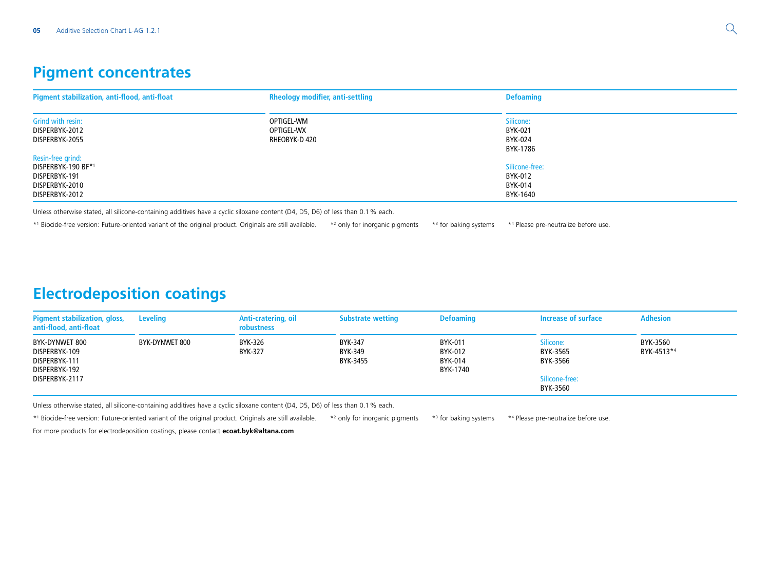## Pigment concentrates

| Pigment stabilization, anti-flood, anti-float | Rheology modifier, anti-settling | Defoaming |
|---|---|---|
| Grind with resin:<br>DISPERBYK-2012<br>DISPERBYK-2055<br><br>Resin-free grind:<br>DISPERBYK-190 BF*1<br>DISPERBYK-191<br>DISPERBYK-2010<br>DISPERBYK-2012 | OPTIGEL-WM<br>OPTIGEL-WX<br>RHEOBYK-D 420 | Silicone:<br>BYK-021<br>BYK-024<br>BYK-1786<br><br>Silicone-free:<br>BYK-012<br>BYK-014<br>BYK-1640 |

Unless otherwise stated, all silicone-containing additives have a cyclic siloxane content (D4, D5, D6) of less than 0.1 % each.

*1 Biocide-free version: Future-oriented variant of the original product. Originals are still available. *2 only for inorganic pigments *3 for baking systems *4 Please pre-neutralize before use.

## Electrodeposition coatings

| Pigment stabilization, gloss, anti-flood, anti-float | Leveling | Anti-cratering, oil robustness | Substrate wetting | Defoaming | Increase of surface | Adhesion |
|---|---|---|---|---|---|---|
| BYK-DYNWET 800<br>DISPERBYK-109<br>DISPERBYK-111<br>DISPERBYK-192<br>DISPERBYK-2117 | BYK-DYNWET 800 | BYK-326<br>BYK-327 | BYK-347<br>BYK-349<br>BYK-3455 | BYK-011<br>BYK-012<br>BYK-014<br>BYK-1740 | Silicone:<br>BYK-3565<br>BYK-3566<br><br>Silicone-free:<br>BYK-3560 | BYK-3560<br>BYK-4513*4 |

Unless otherwise stated, all silicone-containing additives have a cyclic siloxane content (D4, D5, D6) of less than 0.1 % each.

*1 Biocide-free version: Future-oriented variant of the original product. Originals are still available. *2 only for inorganic pigments *3 for baking systems *4 Please pre-neutralize before use.

For more products for electrodeposition coatings, please contact **ecoat.byk@altana.com**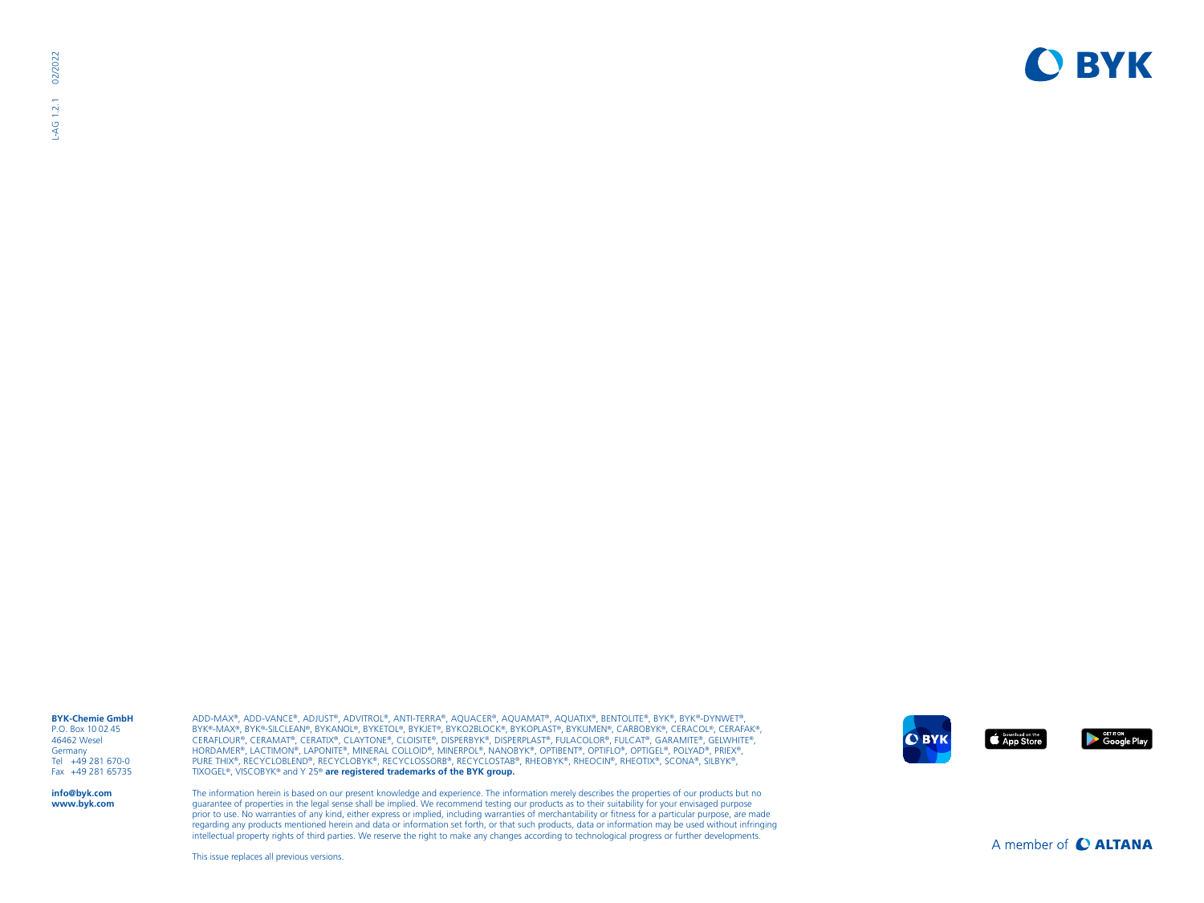L-AG 1.2.1 02/2022

**BYK-Chemie GmbH**
P.O. Box 10 02 45
46462 Wesel
Germany
Tel +49 281 670-0
Fax +49 281 65735

**info@byk.com**
**www.byk.com**

ADD-MAX®, ADD-VANCE®, ADJUST®, ADVITROL®, ANTI-TERRA®, AQUACER®, AQUAMAT®, AQUATIX®, BENTOLITE®, BYK®, BYK®-DYNWET®, BYK®-MAX®, BYK®-SILCLEAN®, BYKANOL®, BYKETOL®, BYKJET®, BYKO2BLOCK®, BYKOPLAST®, BYKUMEN®, CARBOBYK®, CERACOL®, CERAFAK®, CERAFLOUR®, CERAMAT®, CERATIX®, CLAYTONE®, CLOISITE®, DISPERBYK®, DISPERPLAST®, FULACOLOR®, FULCAT®, GARAMITE®, GELWHITE®, HORDAMER®, LACTIMON®, LAPONITE®, MINERAL COLLOID®, MINERPOL®, NANOBYK®, OPTIBENT®, OPTIFLO®, OPTIGEL®, POLYAD®, PRIEX®, PURE THIX®, RECYCLOBLEND®, RECYCLOBYK®, RECYCLOSSORB®, RECYCLOSTAB®, RHEOBYK®, RHEOCIN®, RHEOTIX®, SCONA®, SILBYK®, TIXOGEL®, VISCOBYK® and Y 25® **are registered trademarks of the BYK group.**

The information herein is based on our present knowledge and experience. The information merely describes the properties of our products but no guarantee of properties in the legal sense shall be implied. We recommend testing our products as to their suitability for your envisaged purpose prior to use. No warranties of any kind, either express or implied, including warranties of merchantability or fitness for a particular purpose, are made regarding any products mentioned herein and data or information set forth, or that such products, data or information may be used without infringing intellectual property rights of third parties. We reserve the right to make any changes according to technological progress or further developments.

This issue replaces all previous versions.

A member of ALTANA